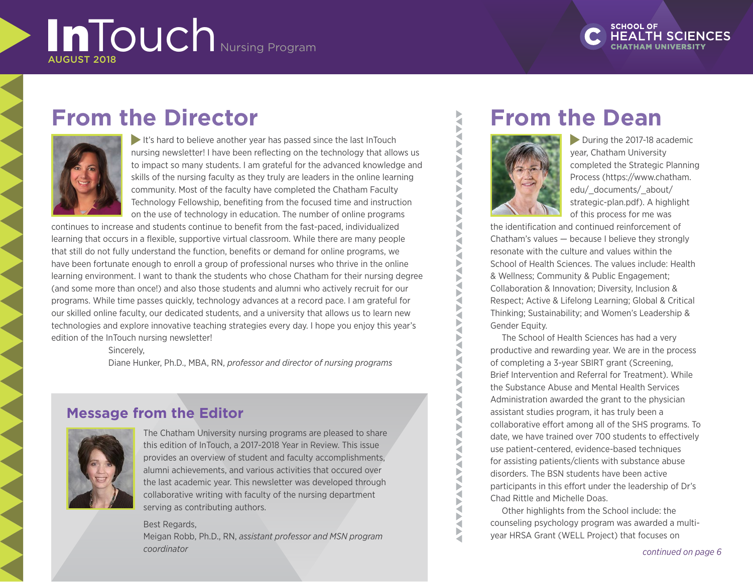# InTouch Nursing Program

AUGUST 2018

SCHOOL OF HEALTH SCIENCES
CHATHAM UNIVERSITY

## From the Director

It's hard to believe another year has passed since the last InTouch nursing newsletter! I have been reflecting on the technology that allows us to impact so many students. I am grateful for the advanced knowledge and skills of the nursing faculty as they truly are leaders in the online learning community. Most of the faculty have completed the Chatham Faculty Technology Fellowship, benefiting from the focused time and instruction on the use of technology in education. The number of online programs continues to increase and students continue to benefit from the fast-paced, individualized learning that occurs in a flexible, supportive virtual classroom. While there are many people that still do not fully understand the function, benefits or demand for online programs, we have been fortunate enough to enroll a group of professional nurses who thrive in the online learning environment. I want to thank the students who chose Chatham for their nursing degree (and some more than once!) and also those students and alumni who actively recruit for our programs. While time passes quickly, technology advances at a record pace. I am grateful for our skilled online faculty, our dedicated students, and a university that allows us to learn new technologies and explore innovative teaching strategies every day. I hope you enjoy this year's edition of the InTouch nursing newsletter!

Sincerely,
Diane Hunker, Ph.D., MBA, RN, *professor and director of nursing programs*

### Message from the Editor

The Chatham University nursing programs are pleased to share this edition of InTouch, a 2017-2018 Year in Review. This issue provides an overview of student and faculty accomplishments, alumni achievements, and various activities that occured over the last academic year. This newsletter was developed through collaborative writing with faculty of the nursing department serving as contributing authors.

Best Regards,
Meigan Robb, Ph.D., RN, *assistant professor and MSN program coordinator*

## From the Dean

During the 2017-18 academic year, Chatham University completed the Strategic Planning Process (https://www.chatham.edu/_documents/_about/strategic-plan.pdf). A highlight of this process for me was the identification and continued reinforcement of Chatham's values — because I believe they strongly resonate with the culture and values within the School of Health Sciences. The values include: Health & Wellness; Community & Public Engagement; Collaboration & Innovation; Diversity, Inclusion & Respect; Active & Lifelong Learning; Global & Critical Thinking; Sustainability; and Women's Leadership & Gender Equity.

The School of Health Sciences has had a very productive and rewarding year. We are in the process of completing a 3-year SBIRT grant (Screening, Brief Intervention and Referral for Treatment). While the Substance Abuse and Mental Health Services Administration awarded the grant to the physician assistant studies program, it has truly been a collaborative effort among all of the SHS programs. To date, we have trained over 700 students to effectively use patient-centered, evidence-based techniques for assisting patients/clients with substance abuse disorders. The BSN students have been active participants in this effort under the leadership of Dr's Chad Rittle and Michelle Doas.

Other highlights from the School include: the counseling psychology program was awarded a multi-year HRSA Grant (WELL Project) that focuses on

*continued on page 6*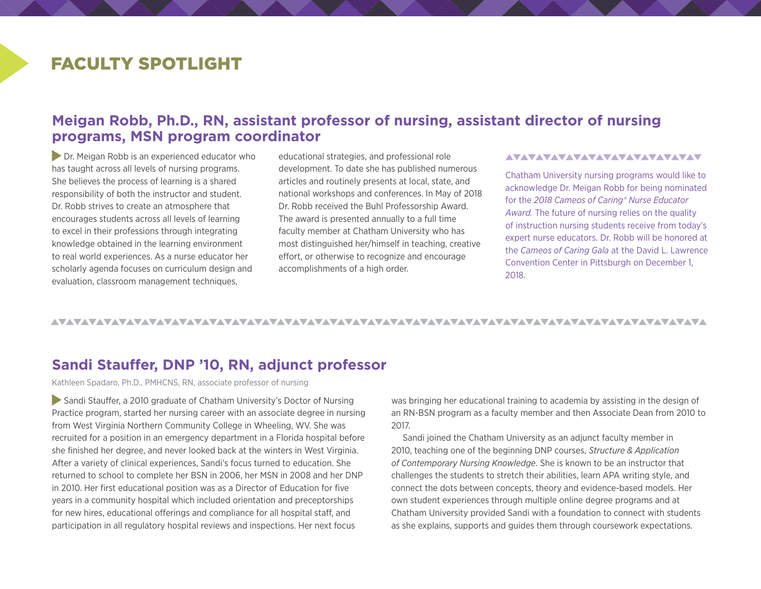# FACULTY SPOTLIGHT

## Meigan Robb, Ph.D., RN, assistant professor of nursing, assistant director of nursing programs, MSN program coordinator

Dr. Meigan Robb is an experienced educator who has taught across all levels of nursing programs. She believes the process of learning is a shared responsibility of both the instructor and student. Dr. Robb strives to create an atmosphere that encourages students across all levels of learning to excel in their professions through integrating knowledge obtained in the learning environment to real world experiences. As a nurse educator her scholarly agenda focuses on curriculum design and evaluation, classroom management techniques, educational strategies, and professional role development. To date she has published numerous articles and routinely presents at local, state, and national workshops and conferences. In May of 2018 Dr. Robb received the Buhl Professorship Award. The award is presented annually to a full time faculty member at Chatham University who has most distinguished her/himself in teaching, creative effort, or otherwise to recognize and encourage accomplishments of a high order.

Chatham University nursing programs would like to acknowledge Dr. Meigan Robb for being nominated for the *2018 Cameos of Caring® Nurse Educator Award.* The future of nursing relies on the quality of instruction nursing students receive from today's expert nurse educators. Dr. Robb will be honored at the *Cameos of Caring Gala* at the David L. Lawrence Convention Center in Pittsburgh on December 1, 2018.

## Sandi Stauffer, DNP '10, RN, adjunct professor

Kathleen Spadaro, Ph.D., PMHCNS, RN, associate professor of nursing

Sandi Stauffer, a 2010 graduate of Chatham University's Doctor of Nursing Practice program, started her nursing career with an associate degree in nursing from West Virginia Northern Community College in Wheeling, WV. She was recruited for a position in an emergency department in a Florida hospital before she finished her degree, and never looked back at the winters in West Virginia. After a variety of clinical experiences, Sandi's focus turned to education. She returned to school to complete her BSN in 2006, her MSN in 2008 and her DNP in 2010. Her first educational position was as a Director of Education for five years in a community hospital which included orientation and preceptorships for new hires, educational offerings and compliance for all hospital staff, and participation in all regulatory hospital reviews and inspections. Her next focus was bringing her educational training to academia by assisting in the design of an RN-BSN program as a faculty member and then Associate Dean from 2010 to 2017.

Sandi joined the Chatham University as an adjunct faculty member in 2010, teaching one of the beginning DNP courses, *Structure & Application of Contemporary Nursing Knowledge*. She is known to be an instructor that challenges the students to stretch their abilities, learn APA writing style, and connect the dots between concepts, theory and evidence-based models. Her own student experiences through multiple online degree programs and at Chatham University provided Sandi with a foundation to connect with students as she explains, supports and guides them through coursework expectations.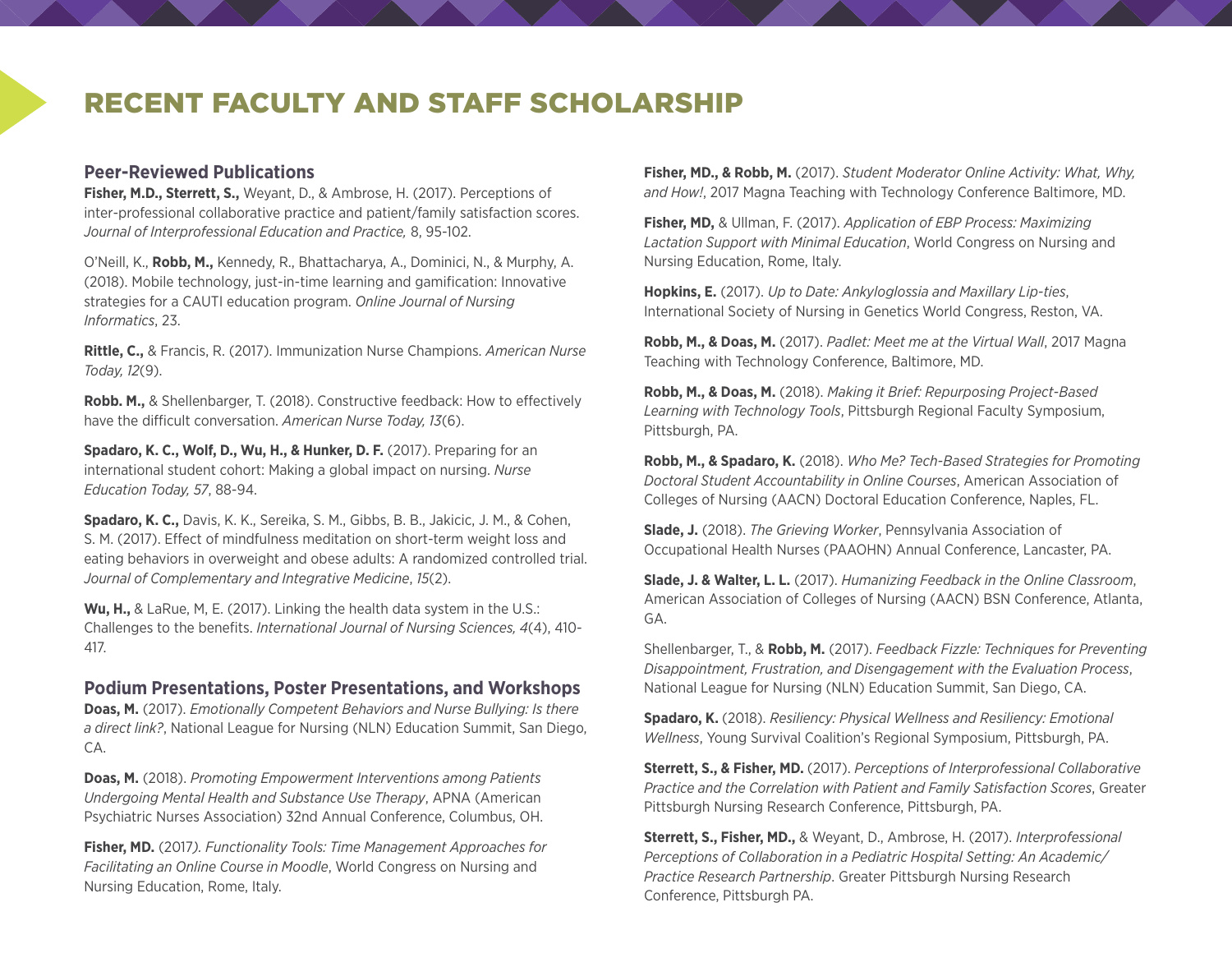# RECENT FACULTY AND STAFF SCHOLARSHIP

## Peer-Reviewed Publications

**Fisher, M.D., Sterrett, S.,** Weyant, D., & Ambrose, H. (2017). Perceptions of inter-professional collaborative practice and patient/family satisfaction scores. *Journal of Interprofessional Education and Practice,* 8, 95-102.

O'Neill, K., **Robb, M.,** Kennedy, R., Bhattacharya, A., Dominici, N., & Murphy, A. (2018). Mobile technology, just-in-time learning and gamification: Innovative strategies for a CAUTI education program. *Online Journal of Nursing Informatics*, 23.

**Rittle, C.,** & Francis, R. (2017). Immunization Nurse Champions. *American Nurse Today, 12*(9).

**Robb. M.,** & Shellenbarger, T. (2018). Constructive feedback: How to effectively have the difficult conversation. *American Nurse Today, 13*(6).

**Spadaro, K. C., Wolf, D., Wu, H., & Hunker, D. F.** (2017). Preparing for an international student cohort: Making a global impact on nursing. *Nurse Education Today, 57*, 88-94.

**Spadaro, K. C.,** Davis, K. K., Sereika, S. M., Gibbs, B. B., Jakicic, J. M., & Cohen, S. M. (2017). Effect of mindfulness meditation on short-term weight loss and eating behaviors in overweight and obese adults: A randomized controlled trial. *Journal of Complementary and Integrative Medicine*, *15*(2).

**Wu, H.,** & LaRue, M, E. (2017). Linking the health data system in the U.S.: Challenges to the benefits. *International Journal of Nursing Sciences, 4*(4), 410-417.

## Podium Presentations, Poster Presentations, and Workshops

**Doas, M.** (2017). *Emotionally Competent Behaviors and Nurse Bullying: Is there a direct link?*, National League for Nursing (NLN) Education Summit, San Diego, CA.

**Doas, M.** (2018). *Promoting Empowerment Interventions among Patients Undergoing Mental Health and Substance Use Therapy*, APNA (American Psychiatric Nurses Association) 32nd Annual Conference, Columbus, OH.

**Fisher, MD.** (2017*). Functionality Tools: Time Management Approaches for Facilitating an Online Course in Moodle*, World Congress on Nursing and Nursing Education, Rome, Italy.

**Fisher, MD., & Robb, M.** (2017). *Student Moderator Online Activity: What, Why, and How!*, 2017 Magna Teaching with Technology Conference Baltimore, MD.

**Fisher, MD,** & Ullman, F. (2017). *Application of EBP Process: Maximizing Lactation Support with Minimal Education*, World Congress on Nursing and Nursing Education, Rome, Italy.

**Hopkins, E.** (2017). *Up to Date: Ankyloglossia and Maxillary Lip-ties*, International Society of Nursing in Genetics World Congress, Reston, VA.

**Robb, M., & Doas, M.** (2017). *Padlet: Meet me at the Virtual Wall*, 2017 Magna Teaching with Technology Conference, Baltimore, MD.

**Robb, M., & Doas, M.** (2018). *Making it Brief: Repurposing Project-Based Learning with Technology Tools*, Pittsburgh Regional Faculty Symposium, Pittsburgh, PA.

**Robb, M., & Spadaro, K.** (2018). *Who Me? Tech-Based Strategies for Promoting Doctoral Student Accountability in Online Courses*, American Association of Colleges of Nursing (AACN) Doctoral Education Conference, Naples, FL.

**Slade, J.** (2018). *The Grieving Worker*, Pennsylvania Association of Occupational Health Nurses (PAAOHN) Annual Conference, Lancaster, PA.

**Slade, J. & Walter, L. L.** (2017). *Humanizing Feedback in the Online Classroom*, American Association of Colleges of Nursing (AACN) BSN Conference, Atlanta, GA.

Shellenbarger, T., & **Robb, M.** (2017). *Feedback Fizzle: Techniques for Preventing Disappointment, Frustration, and Disengagement with the Evaluation Process*, National League for Nursing (NLN) Education Summit, San Diego, CA.

**Spadaro, K.** (2018). *Resiliency: Physical Wellness and Resiliency: Emotional Wellness*, Young Survival Coalition's Regional Symposium, Pittsburgh, PA.

**Sterrett, S., & Fisher, MD.** (2017). *Perceptions of Interprofessional Collaborative Practice and the Correlation with Patient and Family Satisfaction Scores*, Greater Pittsburgh Nursing Research Conference, Pittsburgh, PA.

**Sterrett, S., Fisher, MD.,** & Weyant, D., Ambrose, H. (2017). *Interprofessional Perceptions of Collaboration in a Pediatric Hospital Setting: An Academic/Practice Research Partnership*. Greater Pittsburgh Nursing Research Conference, Pittsburgh PA.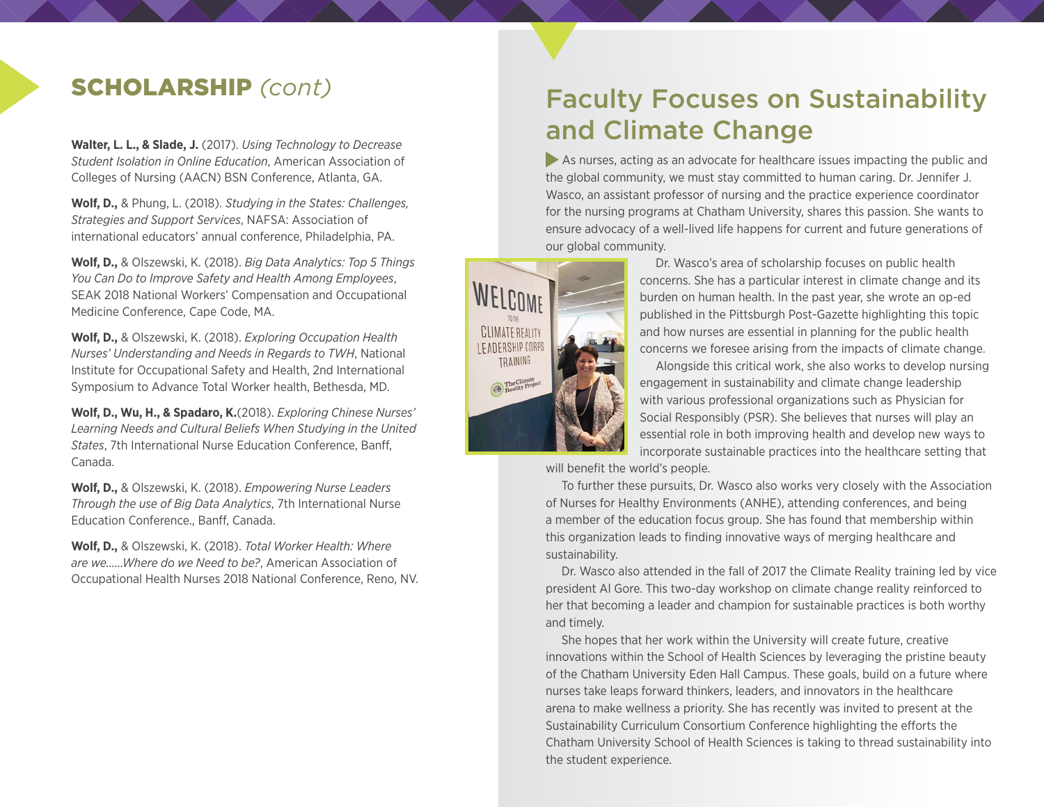## SCHOLARSHIP *(cont)*

**Walter, L. L., & Slade, J.** (2017). *Using Technology to Decrease Student Isolation in Online Education*, American Association of Colleges of Nursing (AACN) BSN Conference, Atlanta, GA.

**Wolf, D.,** & Phung, L. (2018). *Studying in the States: Challenges, Strategies and Support Services*, NAFSA: Association of international educators' annual conference, Philadelphia, PA.

**Wolf, D.,** & Olszewski, K. (2018). *Big Data Analytics: Top 5 Things You Can Do to Improve Safety and Health Among Employees*, SEAK 2018 National Workers' Compensation and Occupational Medicine Conference, Cape Code, MA.

**Wolf, D.,** & Olszewski, K. (2018). *Exploring Occupation Health Nurses' Understanding and Needs in Regards to TWH*, National Institute for Occupational Safety and Health, 2nd International Symposium to Advance Total Worker health, Bethesda, MD.

**Wolf, D., Wu, H., & Spadaro, K.**(2018). *Exploring Chinese Nurses' Learning Needs and Cultural Beliefs When Studying in the United States*, 7th International Nurse Education Conference, Banff, Canada.

**Wolf, D.,** & Olszewski, K. (2018). *Empowering Nurse Leaders Through the use of Big Data Analytics*, 7th International Nurse Education Conference., Banff, Canada.

**Wolf, D.,** & Olszewski, K. (2018). *Total Worker Health: Where are we……Where do we Need to be?*, American Association of Occupational Health Nurses 2018 National Conference, Reno, NV.

## Faculty Focuses on Sustainability and Climate Change

As nurses, acting as an advocate for healthcare issues impacting the public and the global community, we must stay committed to human caring. Dr. Jennifer J. Wasco, an assistant professor of nursing and the practice experience coordinator for the nursing programs at Chatham University, shares this passion. She wants to ensure advocacy of a well-lived life happens for current and future generations of our global community.

Dr. Wasco's area of scholarship focuses on public health concerns. She has a particular interest in climate change and its burden on human health. In the past year, she wrote an op-ed published in the Pittsburgh Post-Gazette highlighting this topic and how nurses are essential in planning for the public health concerns we foresee arising from the impacts of climate change.

Alongside this critical work, she also works to develop nursing engagement in sustainability and climate change leadership with various professional organizations such as Physician for Social Responsibly (PSR). She believes that nurses will play an essential role in both improving health and develop new ways to incorporate sustainable practices into the healthcare setting that will benefit the world's people.

To further these pursuits, Dr. Wasco also works very closely with the Association of Nurses for Healthy Environments (ANHE), attending conferences, and being a member of the education focus group. She has found that membership within this organization leads to finding innovative ways of merging healthcare and sustainability.

Dr. Wasco also attended in the fall of 2017 the Climate Reality training led by vice president Al Gore. This two-day workshop on climate change reality reinforced to her that becoming a leader and champion for sustainable practices is both worthy and timely.

She hopes that her work within the University will create future, creative innovations within the School of Health Sciences by leveraging the pristine beauty of the Chatham University Eden Hall Campus. These goals, build on a future where nurses take leaps forward thinkers, leaders, and innovators in the healthcare arena to make wellness a priority. She has recently was invited to present at the Sustainability Curriculum Consortium Conference highlighting the efforts the Chatham University School of Health Sciences is taking to thread sustainability into the student experience.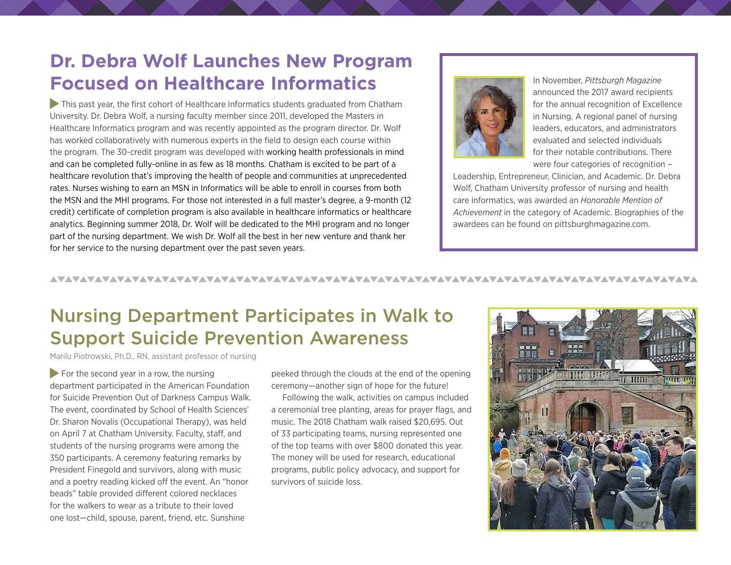## Dr. Debra Wolf Launches New Program Focused on Healthcare Informatics

This past year, the first cohort of Healthcare Informatics students graduated from Chatham University. Dr. Debra Wolf, a nursing faculty member since 2011, developed the Masters in Healthcare Informatics program and was recently appointed as the program director. Dr. Wolf has worked collaboratively with numerous experts in the field to design each course within the program. The 30-credit program was developed with working health professionals in mind and can be completed fully-online in as few as 18 months. Chatham is excited to be part of a healthcare revolution that's improving the health of people and communities at unprecedented rates. Nurses wishing to earn an MSN in Informatics will be able to enroll in courses from both the MSN and the MHI programs. For those not interested in a full master's degree, a 9-month (12 credit) certificate of completion program is also available in healthcare informatics or healthcare analytics. Beginning summer 2018, Dr. Wolf will be dedicated to the MHI program and no longer part of the nursing department. We wish Dr. Wolf all the best in her new venture and thank her for her service to the nursing department over the past seven years.

In November, *Pittsburgh Magazine* announced the 2017 award recipients for the annual recognition of Excellence in Nursing. A regional panel of nursing leaders, educators, and administrators evaluated and selected individuals for their notable contributions. There were four categories of recognition – Leadership, Entrepreneur, Clinician, and Academic. Dr. Debra Wolf, Chatham University professor of nursing and health care informatics, was awarded an *Honorable Mention of Achievement* in the category of Academic. Biographies of the awardees can be found on pittsburghmagazine.com.

## Nursing Department Participates in Walk to Support Suicide Prevention Awareness

Marilu Piotrowski, Ph.D., RN, assistant professor of nursing

For the second year in a row, the nursing department participated in the American Foundation for Suicide Prevention Out of Darkness Campus Walk. The event, coordinated by School of Health Sciences' Dr. Sharon Novalis (Occupational Therapy), was held on April 7 at Chatham University. Faculty, staff, and students of the nursing programs were among the 350 participants. A ceremony featuring remarks by President Finegold and survivors, along with music and a poetry reading kicked off the event. An "honor beads" table provided different colored necklaces for the walkers to wear as a tribute to their loved one lost—child, spouse, parent, friend, etc. Sunshine peeked through the clouds at the end of the opening ceremony—another sign of hope for the future!

Following the walk, activities on campus included a ceremonial tree planting, areas for prayer flags, and music. The 2018 Chatham walk raised $20,695. Out of 33 participating teams, nursing represented one of the top teams with over $800 donated this year. The money will be used for research, educational programs, public policy advocacy, and support for survivors of suicide loss.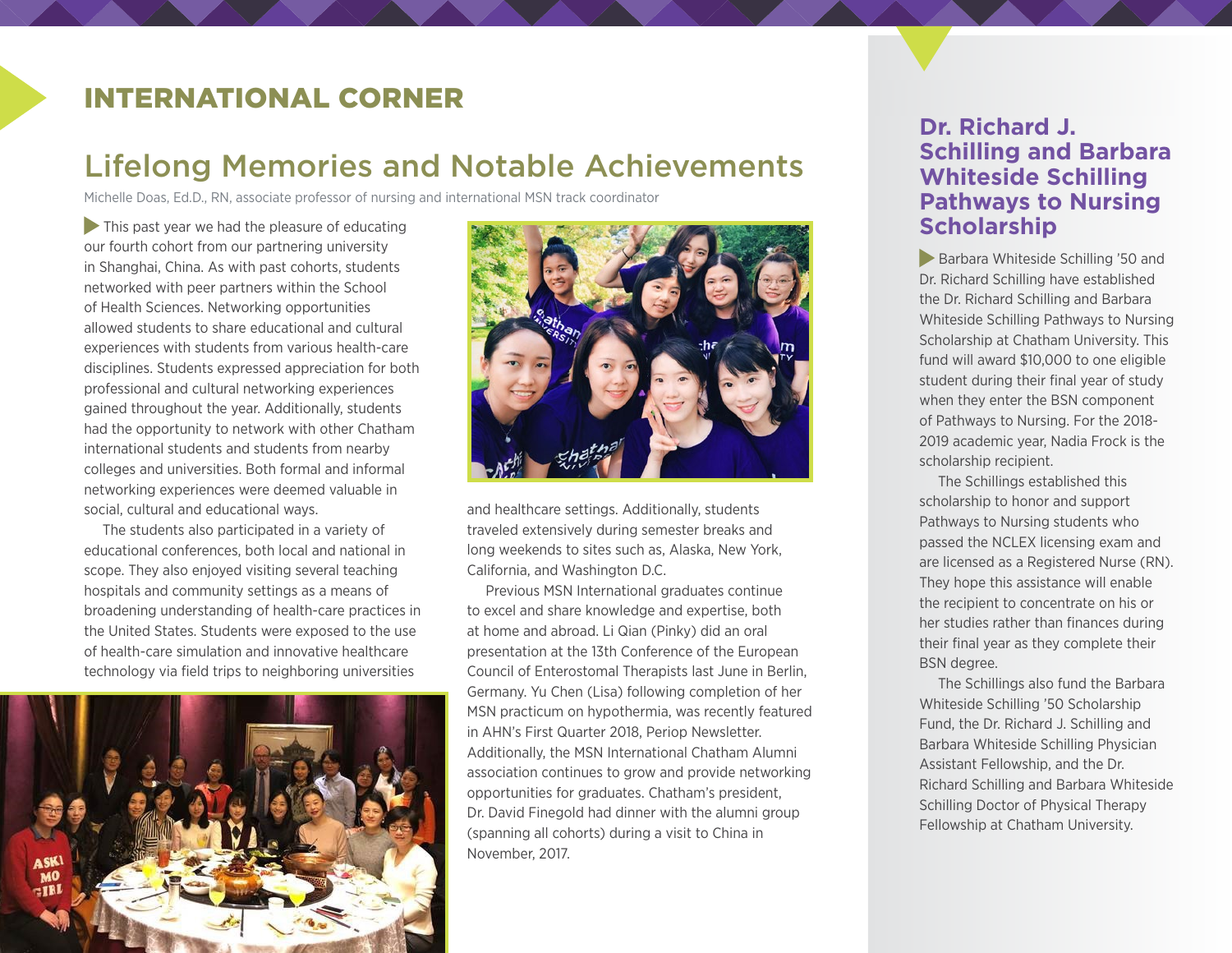# INTERNATIONAL CORNER

## Lifelong Memories and Notable Achievements

Michelle Doas, Ed.D., RN, associate professor of nursing and international MSN track coordinator

This past year we had the pleasure of educating our fourth cohort from our partnering university in Shanghai, China. As with past cohorts, students networked with peer partners within the School of Health Sciences. Networking opportunities allowed students to share educational and cultural experiences with students from various health-care disciplines. Students expressed appreciation for both professional and cultural networking experiences gained throughout the year. Additionally, students had the opportunity to network with other Chatham international students and students from nearby colleges and universities. Both formal and informal networking experiences were deemed valuable in social, cultural and educational ways.

The students also participated in a variety of educational conferences, both local and national in scope. They also enjoyed visiting several teaching hospitals and community settings as a means of broadening understanding of health-care practices in the United States. Students were exposed to the use of health-care simulation and innovative healthcare technology via field trips to neighboring universities and healthcare settings. Additionally, students traveled extensively during semester breaks and long weekends to sites such as, Alaska, New York, California, and Washington D.C.

Previous MSN International graduates continue to excel and share knowledge and expertise, both at home and abroad. Li Qian (Pinky) did an oral presentation at the 13th Conference of the European Council of Enterostomal Therapists last June in Berlin, Germany. Yu Chen (Lisa) following completion of her MSN practicum on hypothermia, was recently featured in AHN's First Quarter 2018, Periop Newsletter. Additionally, the MSN International Chatham Alumni association continues to grow and provide networking opportunities for graduates. Chatham's president, Dr. David Finegold had dinner with the alumni group (spanning all cohorts) during a visit to China in November, 2017.

## Dr. Richard J. Schilling and Barbara Whiteside Schilling Pathways to Nursing Scholarship

Barbara Whiteside Schilling '50 and Dr. Richard Schilling have established the Dr. Richard Schilling and Barbara Whiteside Schilling Pathways to Nursing Scholarship at Chatham University. This fund will award $10,000 to one eligible student during their final year of study when they enter the BSN component of Pathways to Nursing. For the 2018-2019 academic year, Nadia Frock is the scholarship recipient.

The Schillings established this scholarship to honor and support Pathways to Nursing students who passed the NCLEX licensing exam and are licensed as a Registered Nurse (RN). They hope this assistance will enable the recipient to concentrate on his or her studies rather than finances during their final year as they complete their BSN degree.

The Schillings also fund the Barbara Whiteside Schilling '50 Scholarship Fund, the Dr. Richard J. Schilling and Barbara Whiteside Schilling Physician Assistant Fellowship, and the Dr. Richard Schilling and Barbara Whiteside Schilling Doctor of Physical Therapy Fellowship at Chatham University.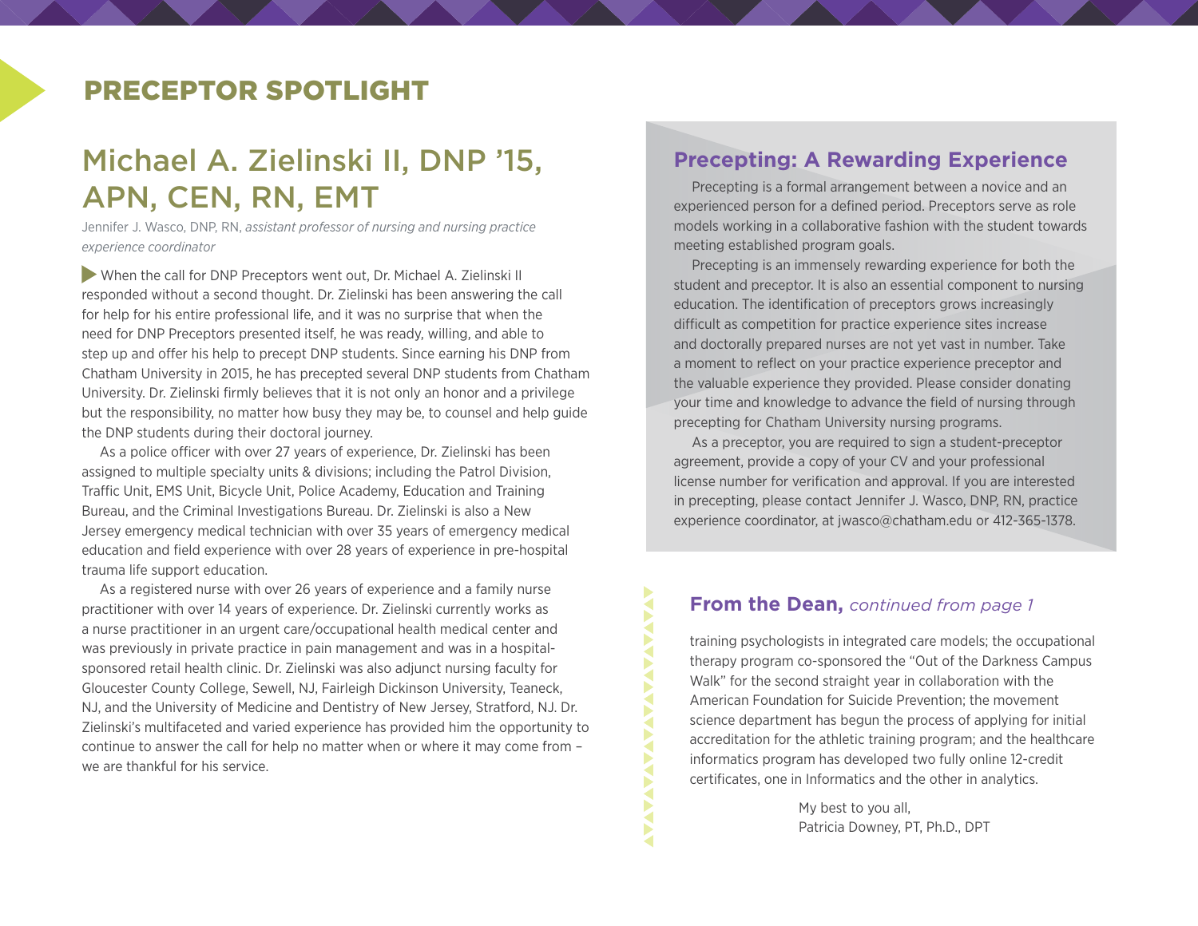# PRECEPTOR SPOTLIGHT

## Michael A. Zielinski II, DNP '15, APN, CEN, RN, EMT

Jennifer J. Wasco, DNP, RN, *assistant professor of nursing and nursing practice experience coordinator*

When the call for DNP Preceptors went out, Dr. Michael A. Zielinski II responded without a second thought. Dr. Zielinski has been answering the call for help for his entire professional life, and it was no surprise that when the need for DNP Preceptors presented itself, he was ready, willing, and able to step up and offer his help to precept DNP students. Since earning his DNP from Chatham University in 2015, he has precepted several DNP students from Chatham University. Dr. Zielinski firmly believes that it is not only an honor and a privilege but the responsibility, no matter how busy they may be, to counsel and help guide the DNP students during their doctoral journey.

As a police officer with over 27 years of experience, Dr. Zielinski has been assigned to multiple specialty units & divisions; including the Patrol Division, Traffic Unit, EMS Unit, Bicycle Unit, Police Academy, Education and Training Bureau, and the Criminal Investigations Bureau. Dr. Zielinski is also a New Jersey emergency medical technician with over 35 years of emergency medical education and field experience with over 28 years of experience in pre-hospital trauma life support education.

As a registered nurse with over 26 years of experience and a family nurse practitioner with over 14 years of experience. Dr. Zielinski currently works as a nurse practitioner in an urgent care/occupational health medical center and was previously in private practice in pain management and was in a hospital-sponsored retail health clinic. Dr. Zielinski was also adjunct nursing faculty for Gloucester County College, Sewell, NJ, Fairleigh Dickinson University, Teaneck, NJ, and the University of Medicine and Dentistry of New Jersey, Stratford, NJ. Dr. Zielinski's multifaceted and varied experience has provided him the opportunity to continue to answer the call for help no matter when or where it may come from – we are thankful for his service.

## Precepting: A Rewarding Experience

Precepting is a formal arrangement between a novice and an experienced person for a defined period. Preceptors serve as role models working in a collaborative fashion with the student towards meeting established program goals.

Precepting is an immensely rewarding experience for both the student and preceptor. It is also an essential component to nursing education. The identification of preceptors grows increasingly difficult as competition for practice experience sites increase and doctorally prepared nurses are not yet vast in number. Take a moment to reflect on your practice experience preceptor and the valuable experience they provided. Please consider donating your time and knowledge to advance the field of nursing through precepting for Chatham University nursing programs.

As a preceptor, you are required to sign a student-preceptor agreement, provide a copy of your CV and your professional license number for verification and approval. If you are interested in precepting, please contact Jennifer J. Wasco, DNP, RN, practice experience coordinator, at jwasco@chatham.edu or 412-365-1378.

## From the Dean, *continued from page 1*

training psychologists in integrated care models; the occupational therapy program co-sponsored the "Out of the Darkness Campus Walk" for the second straight year in collaboration with the American Foundation for Suicide Prevention; the movement science department has begun the process of applying for initial accreditation for the athletic training program; and the healthcare informatics program has developed two fully online 12-credit certificates, one in Informatics and the other in analytics.

My best to you all,
Patricia Downey, PT, Ph.D., DPT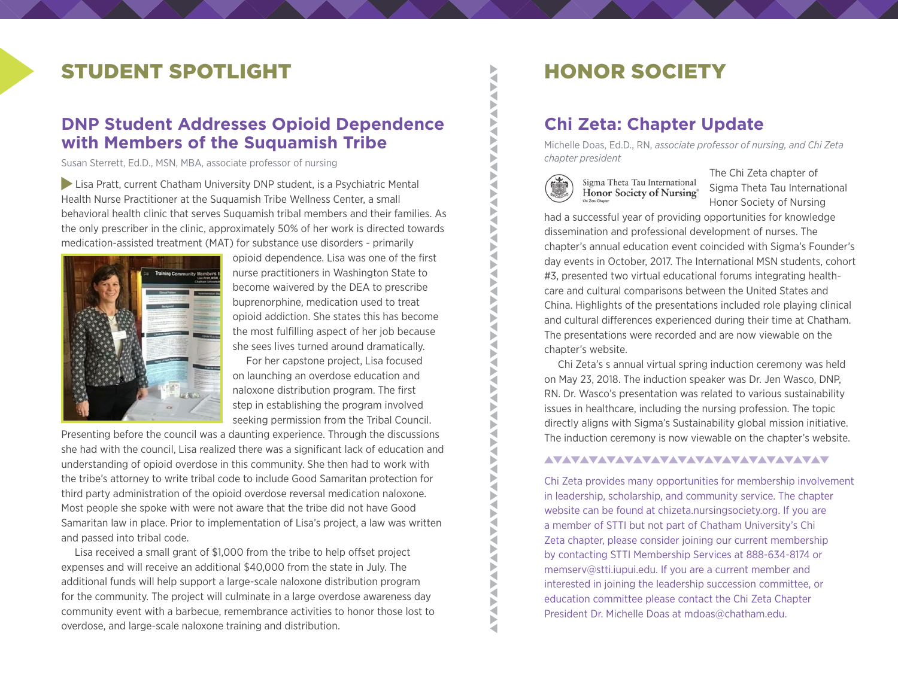# STUDENT SPOTLIGHT

## DNP Student Addresses Opioid Dependence with Members of the Suquamish Tribe

Susan Sterrett, Ed.D., MSN, MBA, associate professor of nursing

Lisa Pratt, current Chatham University DNP student, is a Psychiatric Mental Health Nurse Practitioner at the Suquamish Tribe Wellness Center, a small behavioral health clinic that serves Suquamish tribal members and their families. As the only prescriber in the clinic, approximately 50% of her work is directed towards medication-assisted treatment (MAT) for substance use disorders - primarily opioid dependence. Lisa was one of the first nurse practitioners in Washington State to become waivered by the DEA to prescribe buprenorphine, medication used to treat opioid addiction. She states this has become the most fulfilling aspect of her job because she sees lives turned around dramatically.

For her capstone project, Lisa focused on launching an overdose education and naloxone distribution program. The first step in establishing the program involved seeking permission from the Tribal Council. Presenting before the council was a daunting experience. Through the discussions she had with the council, Lisa realized there was a significant lack of education and understanding of opioid overdose in this community. She then had to work with the tribe's attorney to write tribal code to include Good Samaritan protection for third party administration of the opioid overdose reversal medication naloxone. Most people she spoke with were not aware that the tribe did not have Good Samaritan law in place. Prior to implementation of Lisa's project, a law was written and passed into tribal code.

Lisa received a small grant of $1,000 from the tribe to help offset project expenses and will receive an additional $40,000 from the state in July. The additional funds will help support a large-scale naloxone distribution program for the community. The project will culminate in a large overdose awareness day community event with a barbecue, remembrance activities to honor those lost to overdose, and large-scale naloxone training and distribution.

# HONOR SOCIETY

## Chi Zeta: Chapter Update

Michelle Doas, Ed.D., RN, *associate professor of nursing, and Chi Zeta chapter president*

The Chi Zeta chapter of Sigma Theta Tau International Honor Society of Nursing had a successful year of providing opportunities for knowledge dissemination and professional development of nurses. The chapter's annual education event coincided with Sigma's Founder's day events in October, 2017. The International MSN students, cohort #3, presented two virtual educational forums integrating health-care and cultural comparisons between the United States and China. Highlights of the presentations included role playing clinical and cultural differences experienced during their time at Chatham. The presentations were recorded and are now viewable on the chapter's website.

Chi Zeta's s annual virtual spring induction ceremony was held on May 23, 2018. The induction speaker was Dr. Jen Wasco, DNP, RN. Dr. Wasco's presentation was related to various sustainability issues in healthcare, including the nursing profession. The topic directly aligns with Sigma's Sustainability global mission initiative. The induction ceremony is now viewable on the chapter's website.

Chi Zeta provides many opportunities for membership involvement in leadership, scholarship, and community service. The chapter website can be found at chizeta.nursingsociety.org. If you are a member of STTI but not part of Chatham University's Chi Zeta chapter, please consider joining our current membership by contacting STTI Membership Services at 888-634-8174 or memserv@stti.iupui.edu. If you are a current member and interested in joining the leadership succession committee, or education committee please contact the Chi Zeta Chapter President Dr. Michelle Doas at mdoas@chatham.edu.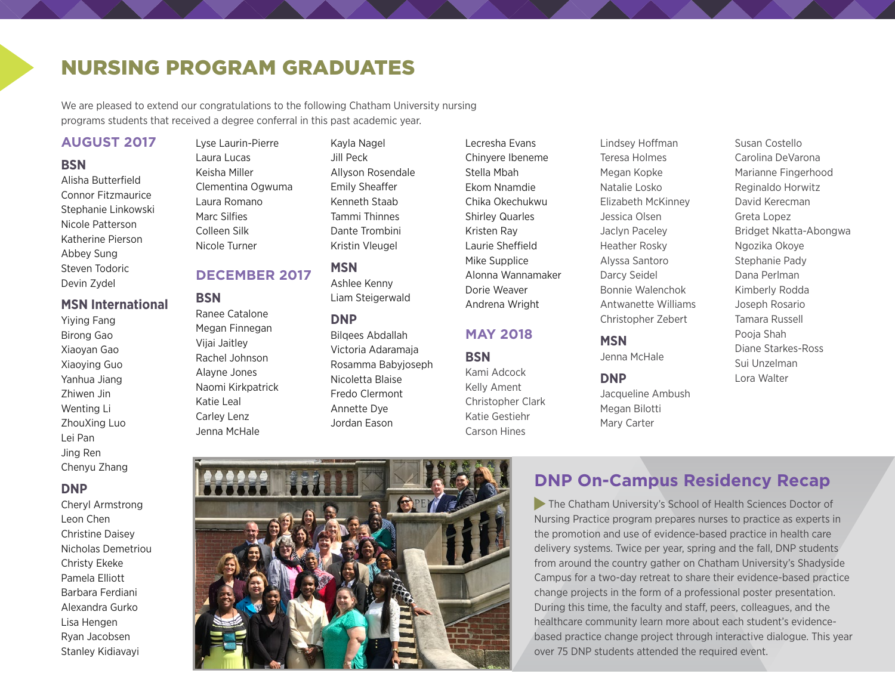# NURSING PROGRAM GRADUATES

We are pleased to extend our congratulations to the following Chatham University nursing programs students that received a degree conferral in this past academic year.

## AUGUST 2017

### BSN

Alisha Butterfield
Connor Fitzmaurice
Stephanie Linkowski
Nicole Patterson
Katherine Pierson
Abbey Sung
Steven Todoric
Devin Zydel

### MSN International

Yiying Fang
Birong Gao
Xiaoyan Gao
Xiaoying Guo
Yanhua Jiang
Zhiwen Jin
Wenting Li
ZhouXing Luo
Lei Pan
Jing Ren
Chenyu Zhang

### DNP

Cheryl Armstrong
Leon Chen
Christine Daisey
Nicholas Demetriou
Christy Ekeke
Pamela Elliott
Barbara Ferdiani
Alexandra Gurko
Lisa Hengen
Ryan Jacobsen
Stanley Kidiavayi
Lyse Laurin-Pierre
Laura Lucas
Keisha Miller
Clementina Ogwuma
Laura Romano
Marc Silfies
Colleen Silk
Nicole Turner

## DECEMBER 2017

### BSN

Ranee Catalone
Megan Finnegan
Vijai Jaitley
Rachel Johnson
Alayne Jones
Naomi Kirkpatrick
Katie Leal
Carley Lenz
Jenna McHale
Kayla Nagel
Jill Peck
Allyson Rosendale
Emily Sheaffer
Kenneth Staab
Tammi Thinnes
Dante Trombini
Kristin Vleugel

### MSN

Ashlee Kenny
Liam Steigerwald

### DNP

Bilqees Abdallah
Victoria Adaramaja
Rosamma Babyjoseph
Nicoletta Blaise
Fredo Clermont
Annette Dye
Jordan Eason
Lecresha Evans
Chinyere Ibeneme
Stella Mbah
Ekom Nnamdie
Chika Okechukwu
Shirley Quarles
Kristen Ray
Laurie Sheffield
Mike Supplice
Alonna Wannamaker
Dorie Weaver
Andrena Wright

## MAY 2018

### BSN

Kami Adcock
Kelly Ament
Christopher Clark
Katie Gestiehr
Carson Hines
Lindsey Hoffman
Teresa Holmes
Megan Kopke
Natalie Losko
Elizabeth McKinney
Jessica Olsen
Jaclyn Paceley
Heather Rosky
Alyssa Santoro
Darcy Seidel
Bonnie Walenchok
Antwanette Williams
Christopher Zebert

### MSN

Jenna McHale

### DNP

Jacqueline Ambush
Megan Bilotti
Mary Carter
Susan Costello
Carolina DeVarona
Marianne Fingerhood
Reginaldo Horwitz
David Kerecman
Greta Lopez
Bridget Nkatta-Abongwa
Ngozika Okoye
Stephanie Pady
Dana Perlman
Kimberly Rodda
Joseph Rosario
Tamara Russell
Pooja Shah
Diane Starkes-Ross
Sui Unzelman
Lora Walter

## DNP On-Campus Residency Recap

The Chatham University's School of Health Sciences Doctor of Nursing Practice program prepares nurses to practice as experts in the promotion and use of evidence-based practice in health care delivery systems. Twice per year, spring and the fall, DNP students from around the country gather on Chatham University's Shadyside Campus for a two-day retreat to share their evidence-based practice change projects in the form of a professional poster presentation. During this time, the faculty and staff, peers, colleagues, and the healthcare community learn more about each student's evidence-based practice change project through interactive dialogue. This year over 75 DNP students attended the required event.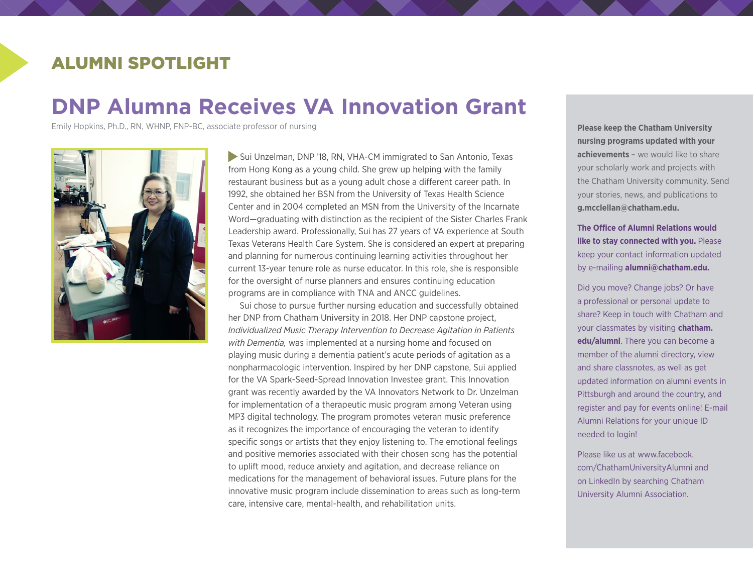## ALUMNI SPOTLIGHT

# DNP Alumna Receives VA Innovation Grant

Emily Hopkins, Ph.D., RN, WHNP, FNP-BC, associate professor of nursing

Sui Unzelman, DNP '18, RN, VHA-CM immigrated to San Antonio, Texas from Hong Kong as a young child. She grew up helping with the family restaurant business but as a young adult chose a different career path. In 1992, she obtained her BSN from the University of Texas Health Science Center and in 2004 completed an MSN from the University of the Incarnate Word—graduating with distinction as the recipient of the Sister Charles Frank Leadership award. Professionally, Sui has 27 years of VA experience at South Texas Veterans Health Care System. She is considered an expert at preparing and planning for numerous continuing learning activities throughout her current 13-year tenure role as nurse educator. In this role, she is responsible for the oversight of nurse planners and ensures continuing education programs are in compliance with TNA and ANCC guidelines.

Sui chose to pursue further nursing education and successfully obtained her DNP from Chatham University in 2018. Her DNP capstone project, *Individualized Music Therapy Intervention to Decrease Agitation in Patients with Dementia,* was implemented at a nursing home and focused on playing music during a dementia patient's acute periods of agitation as a nonpharmacologic intervention. Inspired by her DNP capstone, Sui applied for the VA Spark-Seed-Spread Innovation Investee grant. This Innovation grant was recently awarded by the VA Innovators Network to Dr. Unzelman for implementation of a therapeutic music program among Veteran using MP3 digital technology. The program promotes veteran music preference as it recognizes the importance of encouraging the veteran to identify specific songs or artists that they enjoy listening to. The emotional feelings and positive memories associated with their chosen song has the potential to uplift mood, reduce anxiety and agitation, and decrease reliance on medications for the management of behavioral issues. Future plans for the innovative music program include dissemination to areas such as long-term care, intensive care, mental-health, and rehabilitation units.

**Please keep the Chatham University nursing programs updated with your achievements** – we would like to share your scholarly work and projects with the Chatham University community. Send your stories, news, and publications to **g.mcclellan@chatham.edu.**

**The Office of Alumni Relations would like to stay connected with you.** Please keep your contact information updated by e-mailing **alumni@chatham.edu.**

Did you move? Change jobs? Or have a professional or personal update to share? Keep in touch with Chatham and your classmates by visiting **chatham.edu/alumni**. There you can become a member of the alumni directory, view and share classnotes, as well as get updated information on alumni events in Pittsburgh and around the country, and register and pay for events online! E-mail Alumni Relations for your unique ID needed to login!

Please like us at www.facebook.com/ChathamUniversityAlumni and on LinkedIn by searching Chatham University Alumni Association.